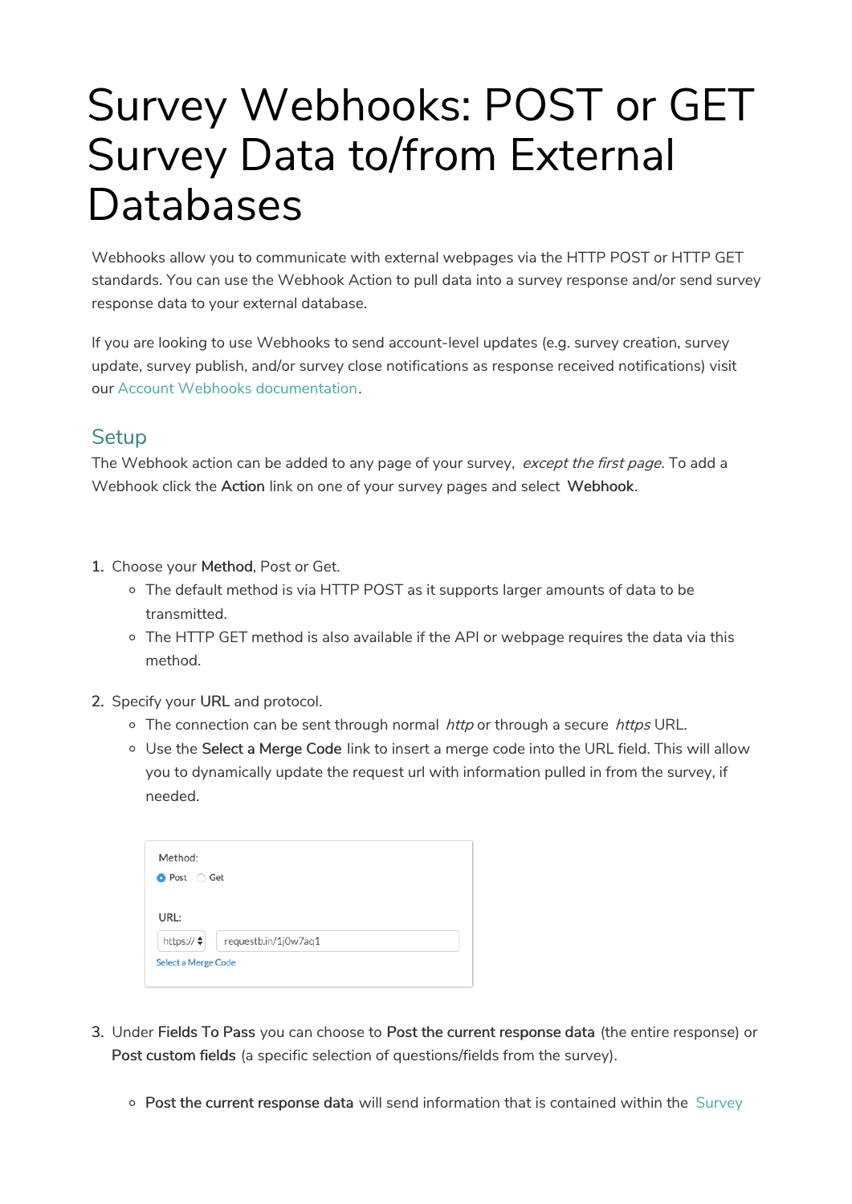# Survey Webhooks: POST or GET Survey Data to/from External Databases

Webhooks allow you to communicate with external webpages via the HTTP POST or HTTP GET standards. You can use the Webhook Action to pull data into a survey response and/or send survey response data to your external database.

If you are looking to use Webhooks to send account-level updates (e.g. survey creation, survey update, survey publish, and/or survey close notifications as response received notifications) visit our Account Webhooks documentation.

## Setup

The Webhook action can be added to any page of your survey, *except the first page*. To add a Webhook click the **Action** link on one of your survey pages and select **Webhook**.

1. Choose your **Method**, Post or Get.
   - The default method is via HTTP POST as it supports larger amounts of data to be transmitted.
   - The HTTP GET method is also available if the API or webpage requires the data via this method.
2. Specify your **URL** and protocol.
   - The connection can be sent through normal *http* or through a secure *https* URL.
   - Use the **Select a Merge Code** link to insert a merge code into the URL field. This will allow you to dynamically update the request url with information pulled in from the survey, if needed.

Method:
Post Get

URL:
https:// requestb.in/1j0w7aq1
Select a Merge Code

3. Under **Fields To Pass** you can choose to **Post the current response data** (the entire response) or **Post custom fields** (a specific selection of questions/fields from the survey).
   - **Post the current response data** will send information that is contained within the Survey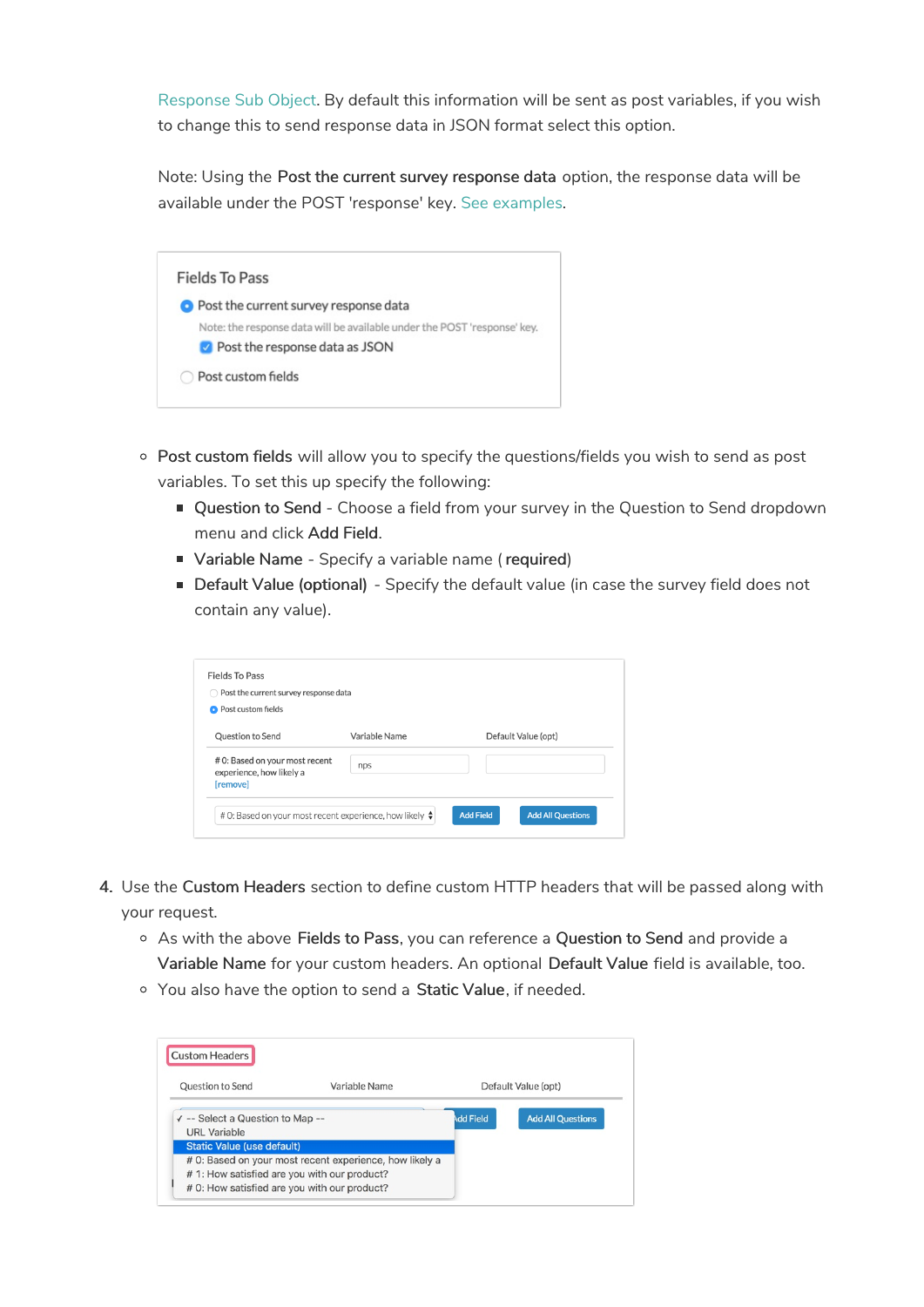Response Sub Object. By default this information will be sent as post variables, if you wish to change this to send response data in JSON format select this option.

Note: Using the **Post the current survey response data** option, the response data will be available under the POST 'response' key. See examples.

- **Post custom fields** will allow you to specify the questions/fields you wish to send as post variables. To set this up specify the following:
  - **Question to Send** - Choose a field from your survey in the Question to Send dropdown menu and click **Add Field**.
  - **Variable Name** - Specify a variable name ( **required**)
  - **Default Value (optional)** - Specify the default value (in case the survey field does not contain any value).

4. Use the **Custom Headers** section to define custom HTTP headers that will be passed along with your request.
   - As with the above **Fields to Pass**, you can reference a **Question to Send** and provide a **Variable Name** for your custom headers. An optional **Default Value** field is available, too.
   - You also have the option to send a **Static Value**, if needed.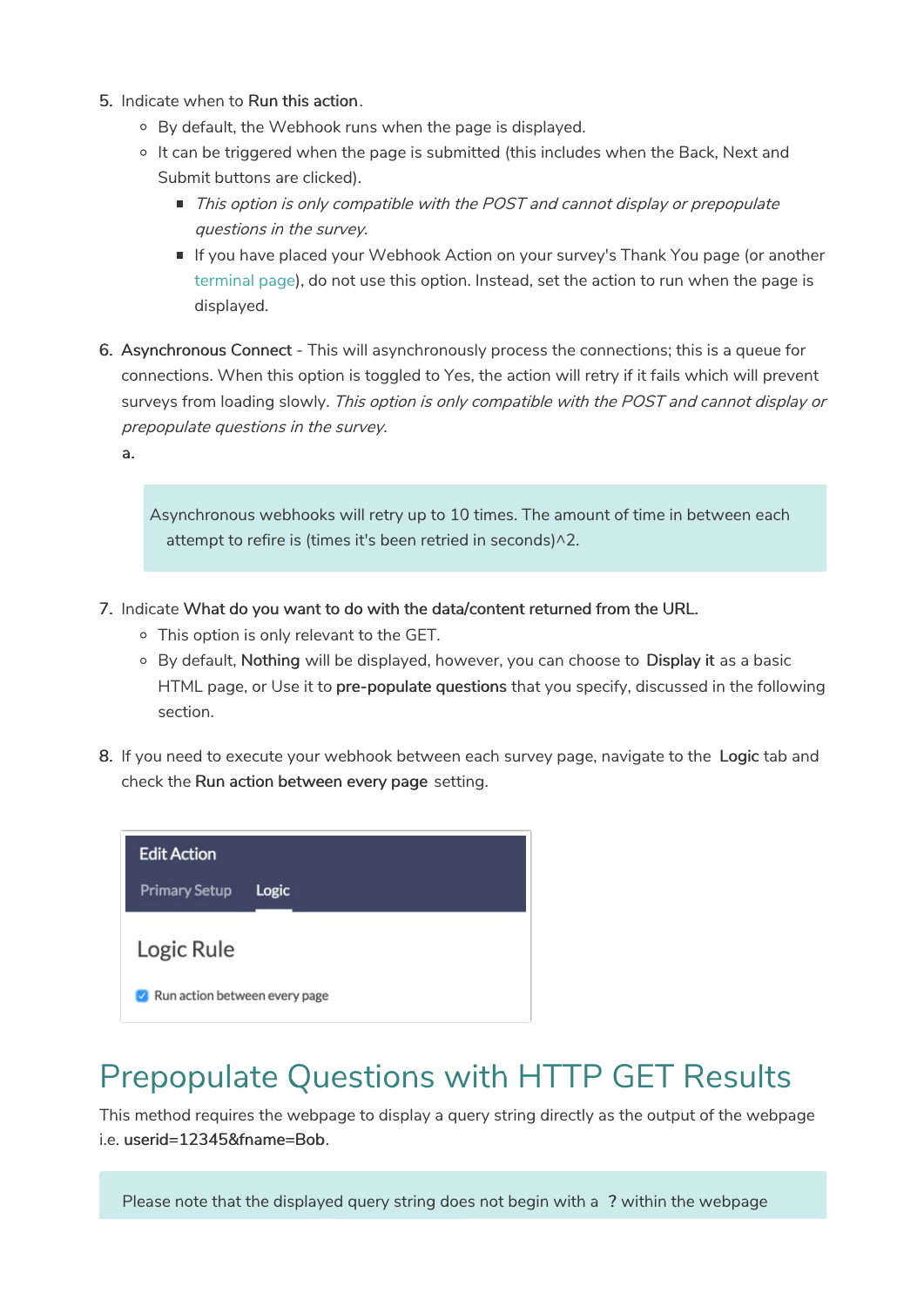5. Indicate when to **Run this action**.
    - By default, the Webhook runs when the page is displayed.
    - It can be triggered when the page is submitted (this includes when the Back, Next and Submit buttons are clicked).
        - *This option is only compatible with the POST and cannot display or prepopulate questions in the survey.*
        - If you have placed your Webhook Action on your survey's Thank You page (or another terminal page), do not use this option. Instead, set the action to run when the page is displayed.

6. **Asynchronous Connect** - This will asynchronously process the connections; this is a queue for connections. When this option is toggled to Yes, the action will retry if it fails which will prevent surveys from loading slowly. *This option is only compatible with the POST and cannot display or prepopulate questions in the survey.*
    a.

    > Asynchronous webhooks will retry up to 10 times. The amount of time in between each attempt to refire is (times it's been retried in seconds)^2.

7. Indicate **What do you want to do with the data/content returned from the URL.**
    - This option is only relevant to the GET.
    - By default, **Nothing** will be displayed, however, you can choose to **Display it** as a basic HTML page, or Use it to **pre-populate questions** that you specify, discussed in the following section.

8. If you need to execute your webhook between each survey page, navigate to the **Logic** tab and check the **Run action between every page** setting.

**Edit Action**

Primary Setup | **Logic**

Logic Rule

☑ Run action between every page

# Prepopulate Questions with HTTP GET Results

This method requires the webpage to display a query string directly as the output of the webpage i.e. **userid=12345&fname=Bob**.

> Please note that the displayed query string does not begin with a **?** within the webpage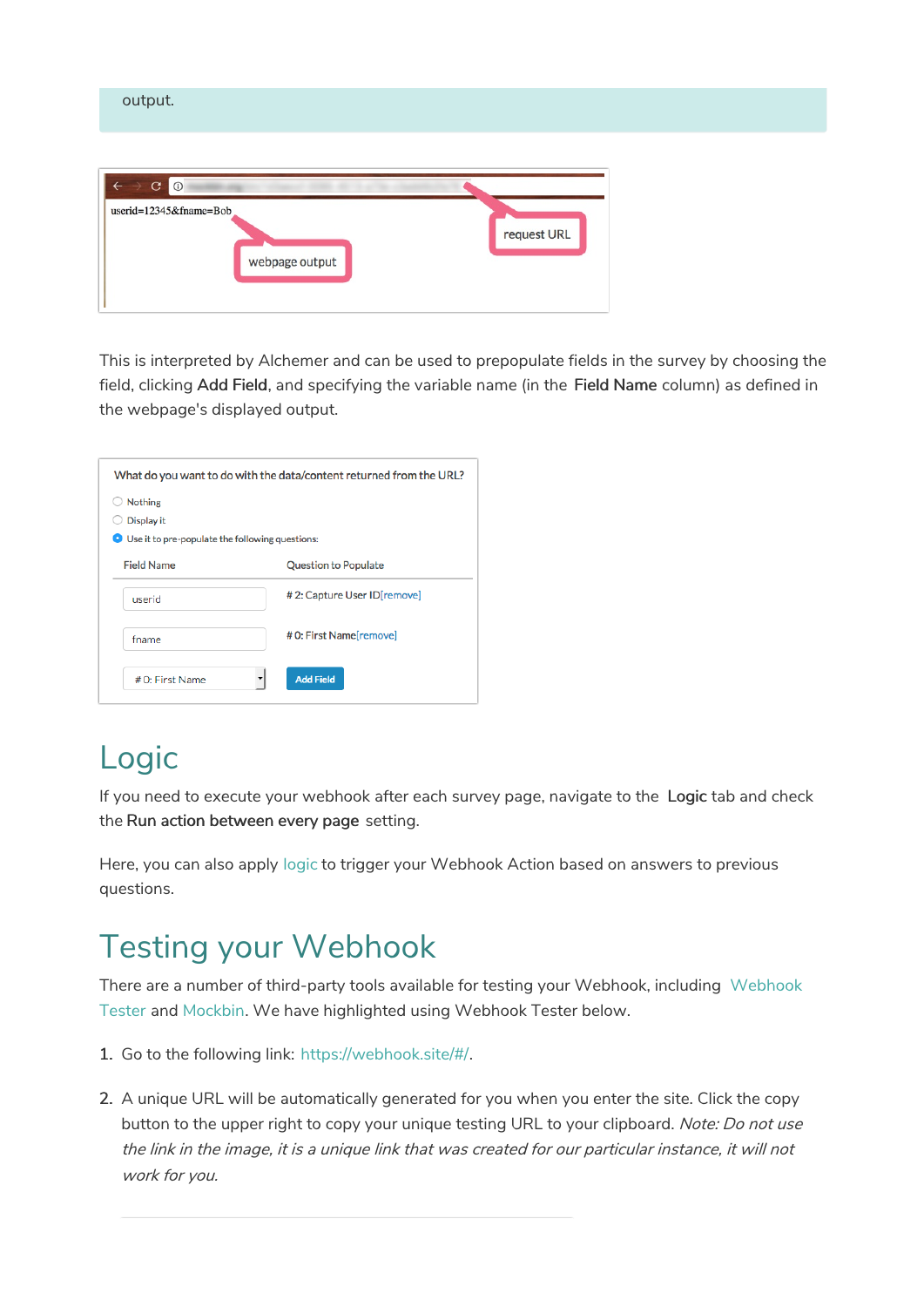output.

This is interpreted by Alchemer and can be used to prepopulate fields in the survey by choosing the field, clicking **Add Field**, and specifying the variable name (in the **Field Name** column) as defined in the webpage's displayed output.

# Logic

If you need to execute your webhook after each survey page, navigate to the **Logic** tab and check the **Run action between every page** setting.

Here, you can also apply logic to trigger your Webhook Action based on answers to previous questions.

# Testing your Webhook

There are a number of third-party tools available for testing your Webhook, including Webhook Tester and Mockbin. We have highlighted using Webhook Tester below.

1. Go to the following link: https://webhook.site/#/.

2. A unique URL will be automatically generated for you when you enter the site. Click the copy button to the upper right to copy your unique testing URL to your clipboard. *Note: Do not use the link in the image, it is a unique link that was created for our particular instance, it will not work for you.*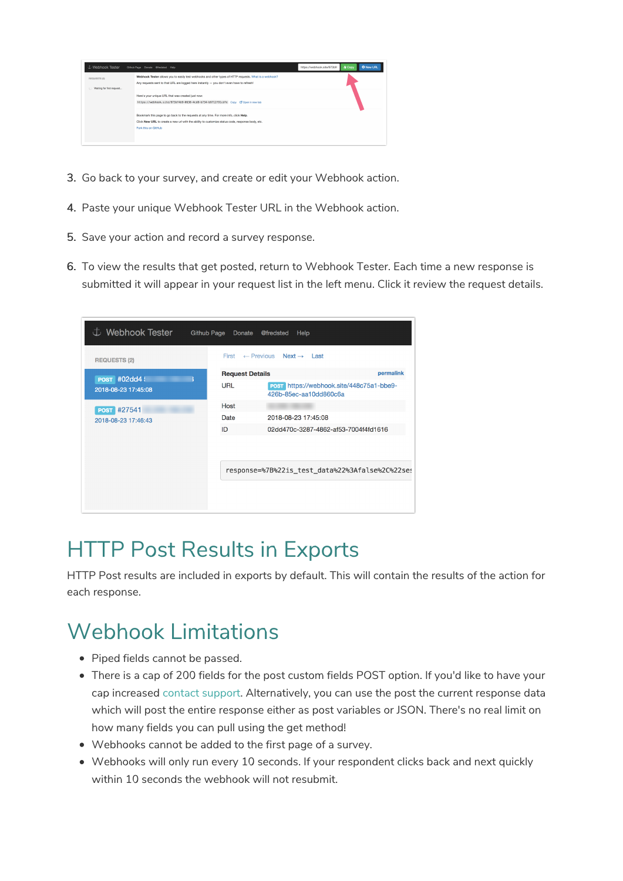3. Go back to your survey, and create or edit your Webhook action.
4. Paste your unique Webhook Tester URL in the Webhook action.
5. Save your action and record a survey response.
6. To view the results that get posted, return to Webhook Tester. Each time a new response is submitted it will appear in your request list in the left menu. Click it review the request details.

# HTTP Post Results in Exports

HTTP Post results are included in exports by default. This will contain the results of the action for each response.

# Webhook Limitations

- Piped fields cannot be passed.
- There is a cap of 200 fields for the post custom fields POST option. If you'd like to have your cap increased contact support. Alternatively, you can use the post the current response data which will post the entire response either as post variables or JSON. There's no real limit on how many fields you can pull using the get method!
- Webhooks cannot be added to the first page of a survey.
- Webhooks will only run every 10 seconds. If your respondent clicks back and next quickly within 10 seconds the webhook will not resubmit.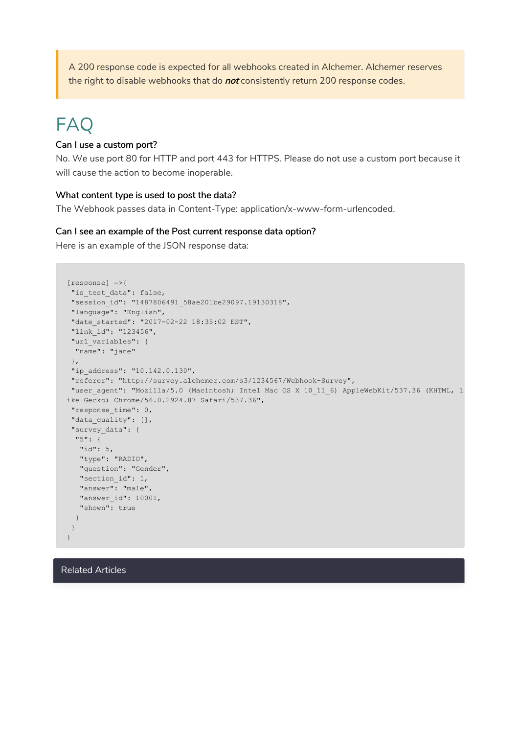> A 200 response code is expected for all webhooks created in Alchemer. Alchemer reserves the right to disable webhooks that do *not* consistently return 200 response codes.

# FAQ

**Can I use a custom port?**

No. We use port 80 for HTTP and port 443 for HTTPS. Please do not use a custom port because it will cause the action to become inoperable.

**What content type is used to post the data?**

The Webhook passes data in Content-Type: application/x-www-form-urlencoded.

**Can I see an example of the Post current response data option?**

Here is an example of the JSON response data:

```
[response] =>{
 "is_test_data": false,
 "session_id": "1487806491_58ae201be29097.19130318",
 "language": "English",
 "date_started": "2017-02-22 18:35:02 EST",
 "link_id": "123456",
 "url_variables": {
  "name": "jane"
 },
 "ip_address": "10.142.0.130",
 "referer": "http://survey.alchemer.com/s3/1234567/Webhook-Survey",
 "user_agent": "Mozilla/5.0 (Macintosh; Intel Mac OS X 10_11_6) AppleWebKit/537.36 (KHTML, like Gecko) Chrome/56.0.2924.87 Safari/537.36",
 "response_time": 0,
 "data_quality": [],
 "survey_data": {
  "5": {
   "id": 5,
   "type": "RADIO",
   "question": "Gender",
   "section_id": 1,
   "answer": "male",
   "answer_id": 10001,
   "shown": true
  }
 }
}
```

Related Articles